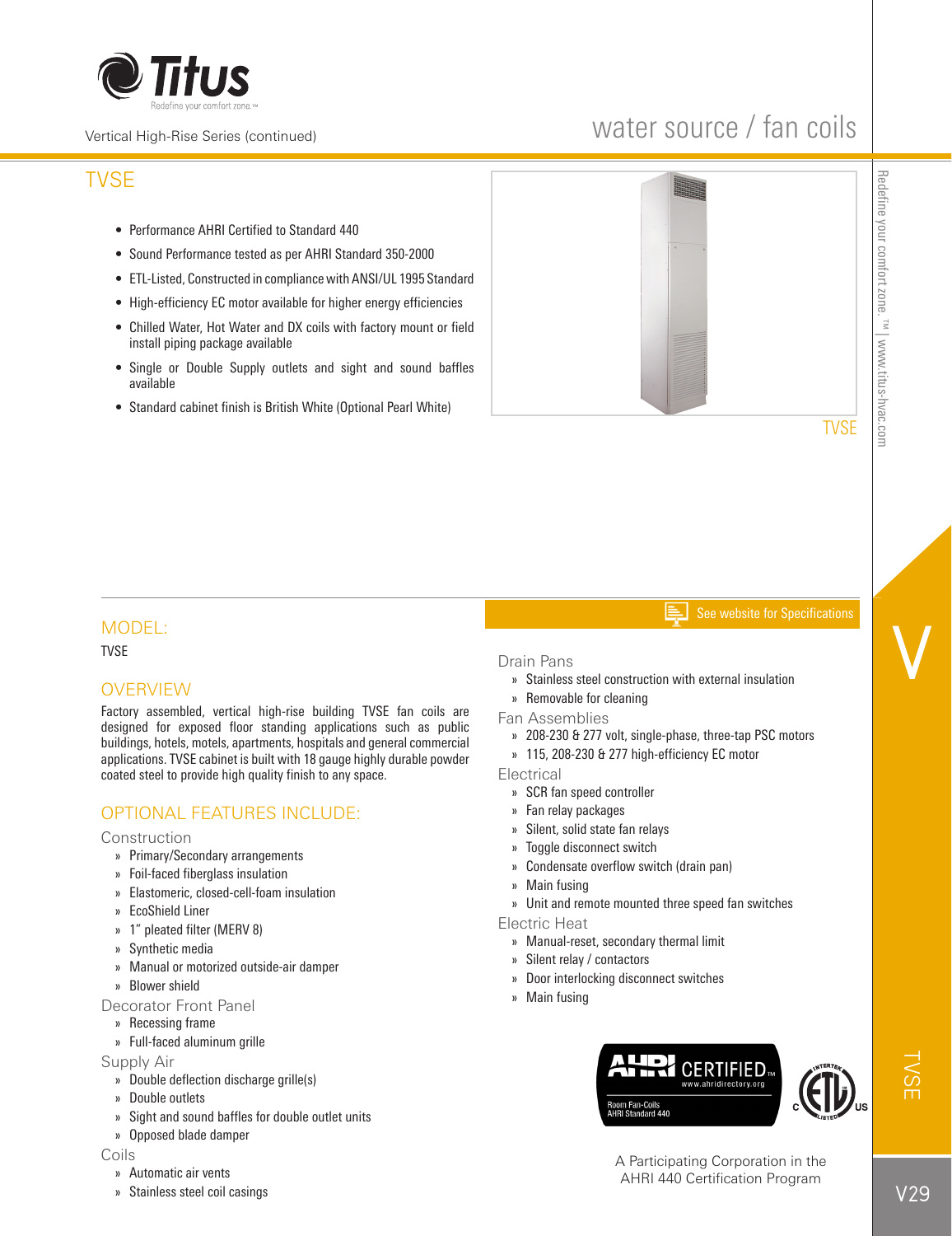# TVSE

- Performance AHRI Certified to Standard 440
- Sound Performance tested as per AHRI Standard 350-2000
- ETL-Listed, Constructed in compliance with ANSI/UL 1995 Standard
- High-efficiency EC motor available for higher energy efficiencies
- Chilled Water, Hot Water and DX coils with factory mount or field install piping package available
- Single or Double Supply outlets and sight and sound baffles available
- Standard cabinet finish is British White (Optional Pearl White)

TVSE

## MODEL:

TVSE

## OVERVIEW

Factory assembled, vertical high-rise building TVSE fan coils are designed for exposed floor standing applications such as public buildings, hotels, motels, apartments, hospitals and general commercial applications. TVSE cabinet is built with 18 gauge highly durable powder coated steel to provide high quality finish to any space.

## OPTIONAL FEATURES INCLUDE:

### Construction

- Primary/Secondary arrangements
- Foil-faced fiberglass insulation
- Elastomeric, closed-cell-foam insulation
- EcoShield Liner
- 1" pleated filter (MERV 8)
- Synthetic media
- Manual or motorized outside-air damper
- Blower shield

### Decorator Front Panel

- Recessing frame
- Full-faced aluminum grille

### Supply Air

- Double deflection discharge grille(s)
- Double outlets
- Sight and sound baffles for double outlet units
- Opposed blade damper

### Coils

- Automatic air vents
- Stainless steel coil casings

See website for Specifications

### Drain Pans

- Stainless steel construction with external insulation
- Removable for cleaning

### Fan Assemblies

- 208-230 & 277 volt, single-phase, three-tap PSC motors
- 115, 208-230 & 277 high-efficiency EC motor

### Electrical

- SCR fan speed controller
- Fan relay packages
- Silent, solid state fan relays
- Toggle disconnect switch
- Condensate overflow switch (drain pan)
- Main fusing
- Unit and remote mounted three speed fan switches

### Electric Heat

- Manual-reset, secondary thermal limit
- Silent relay / contactors
- Door interlocking disconnect switches
- Main fusing

AHRI CERTIFIED™ www.ahridirectory.org Room Fan-Coils AHRI Standard 440

A Participating Corporation in the AHRI 440 Certification Program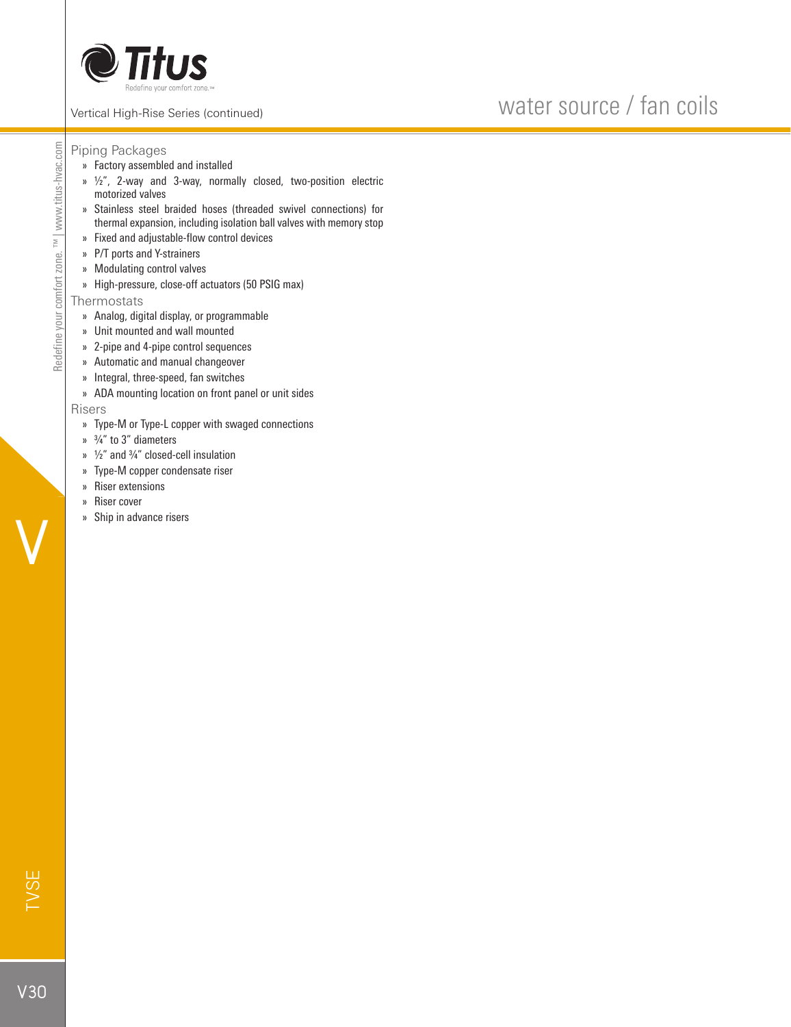## Piping Packages

- Factory assembled and installed
- ½", 2-way and 3-way, normally closed, two-position electric motorized valves
- Stainless steel braided hoses (threaded swivel connections) for thermal expansion, including isolation ball valves with memory stop
- Fixed and adjustable-flow control devices
- P/T ports and Y-strainers
- Modulating control valves
- High-pressure, close-off actuators (50 PSIG max)

## Thermostats

- Analog, digital display, or programmable
- Unit mounted and wall mounted
- 2-pipe and 4-pipe control sequences
- Automatic and manual changeover
- Integral, three-speed, fan switches
- ADA mounting location on front panel or unit sides

## Risers

- Type-M or Type-L copper with swaged connections
- ¾" to 3" diameters
- ½" and ¾" closed-cell insulation
- Type-M copper condensate riser
- Riser extensions
- Riser cover
- Ship in advance risers